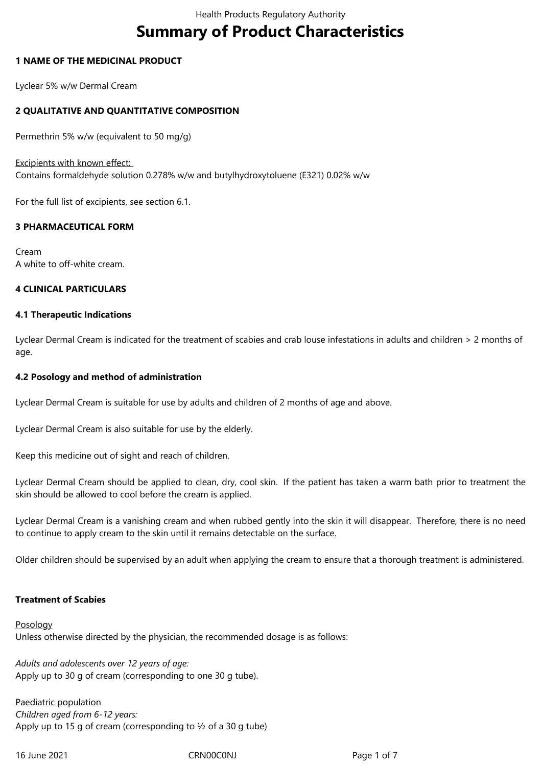# Summary of Product Characteristics

**1 NAME OF THE MEDICINAL PRODUCT**

Lyclear 5% w/w Dermal Cream

**2 QUALITATIVE AND QUANTITATIVE COMPOSITION**

Permethrin 5% w/w (equivalent to 50 mg/g)

Excipients with known effect:
Contains formaldehyde solution 0.278% w/w and butylhydroxytoluene (E321) 0.02% w/w

For the full list of excipients, see section 6.1.

**3 PHARMACEUTICAL FORM**

Cream
A white to off-white cream.

**4 CLINICAL PARTICULARS**

**4.1 Therapeutic Indications**

Lyclear Dermal Cream is indicated for the treatment of scabies and crab louse infestations in adults and children > 2 months of age.

**4.2 Posology and method of administration**

Lyclear Dermal Cream is suitable for use by adults and children of 2 months of age and above.

Lyclear Dermal Cream is also suitable for use by the elderly.

Keep this medicine out of sight and reach of children.

Lyclear Dermal Cream should be applied to clean, dry, cool skin. If the patient has taken a warm bath prior to treatment the skin should be allowed to cool before the cream is applied.

Lyclear Dermal Cream is a vanishing cream and when rubbed gently into the skin it will disappear. Therefore, there is no need to continue to apply cream to the skin until it remains detectable on the surface.

Older children should be supervised by an adult when applying the cream to ensure that a thorough treatment is administered.

**Treatment of Scabies**

Posology
Unless otherwise directed by the physician, the recommended dosage is as follows:

*Adults and adolescents over 12 years of age:*
Apply up to 30 g of cream (corresponding to one 30 g tube).

Paediatric population
*Children aged from 6-12 years:*
Apply up to 15 g of cream (corresponding to ½ of a 30 g tube)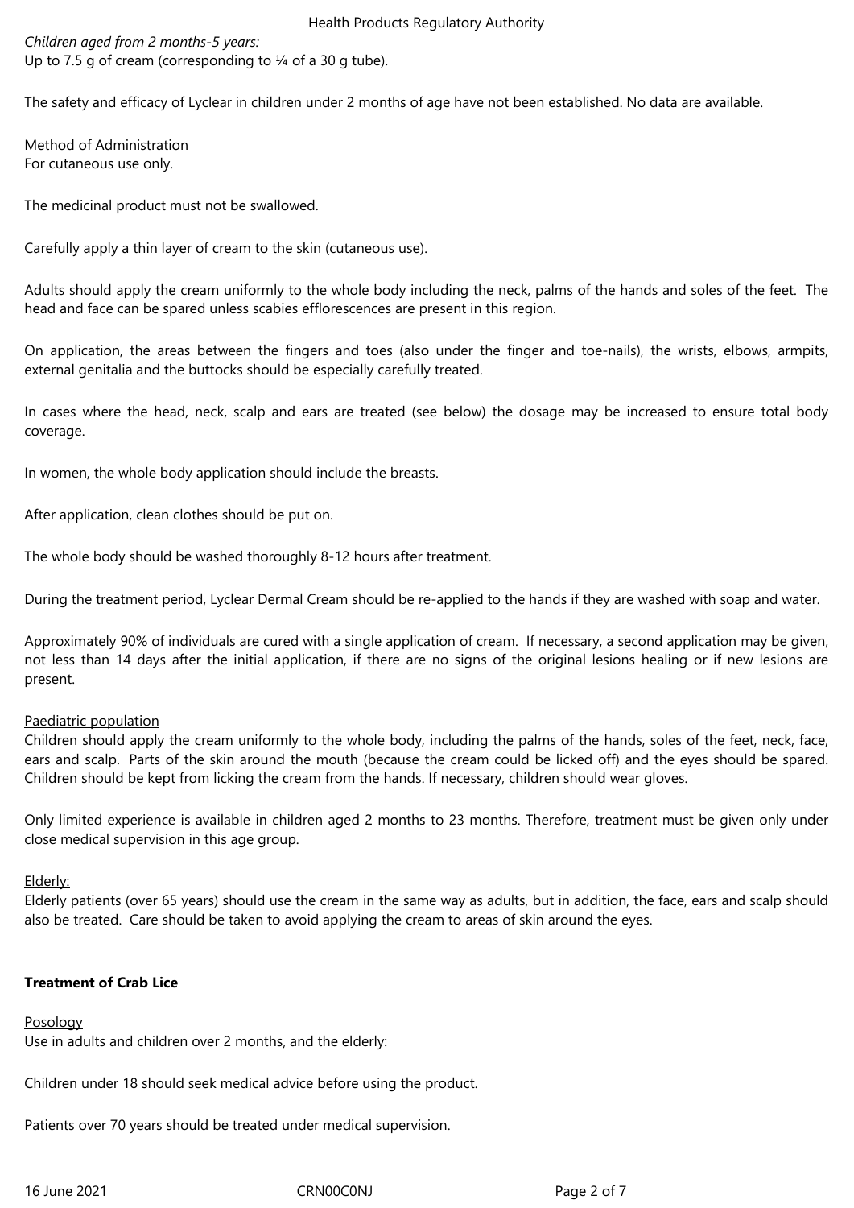*Children aged from 2 months-5 years:*
Up to 7.5 g of cream (corresponding to ¼ of a 30 g tube).

The safety and efficacy of Lyclear in children under 2 months of age have not been established. No data are available.

<u>Method of Administration</u>
For cutaneous use only.

The medicinal product must not be swallowed.

Carefully apply a thin layer of cream to the skin (cutaneous use).

Adults should apply the cream uniformly to the whole body including the neck, palms of the hands and soles of the feet. The head and face can be spared unless scabies efflorescences are present in this region.

On application, the areas between the fingers and toes (also under the finger and toe-nails), the wrists, elbows, armpits, external genitalia and the buttocks should be especially carefully treated.

In cases where the head, neck, scalp and ears are treated (see below) the dosage may be increased to ensure total body coverage.

In women, the whole body application should include the breasts.

After application, clean clothes should be put on.

The whole body should be washed thoroughly 8-12 hours after treatment.

During the treatment period, Lyclear Dermal Cream should be re-applied to the hands if they are washed with soap and water.

Approximately 90% of individuals are cured with a single application of cream. If necessary, a second application may be given, not less than 14 days after the initial application, if there are no signs of the original lesions healing or if new lesions are present.

<u>Paediatric population</u>
Children should apply the cream uniformly to the whole body, including the palms of the hands, soles of the feet, neck, face, ears and scalp. Parts of the skin around the mouth (because the cream could be licked off) and the eyes should be spared. Children should be kept from licking the cream from the hands. If necessary, children should wear gloves.

Only limited experience is available in children aged 2 months to 23 months. Therefore, treatment must be given only under close medical supervision in this age group.

<u>Elderly:</u>
Elderly patients (over 65 years) should use the cream in the same way as adults, but in addition, the face, ears and scalp should also be treated. Care should be taken to avoid applying the cream to areas of skin around the eyes.

**Treatment of Crab Lice**

<u>Posology</u>
Use in adults and children over 2 months, and the elderly:

Children under 18 should seek medical advice before using the product.

Patients over 70 years should be treated under medical supervision.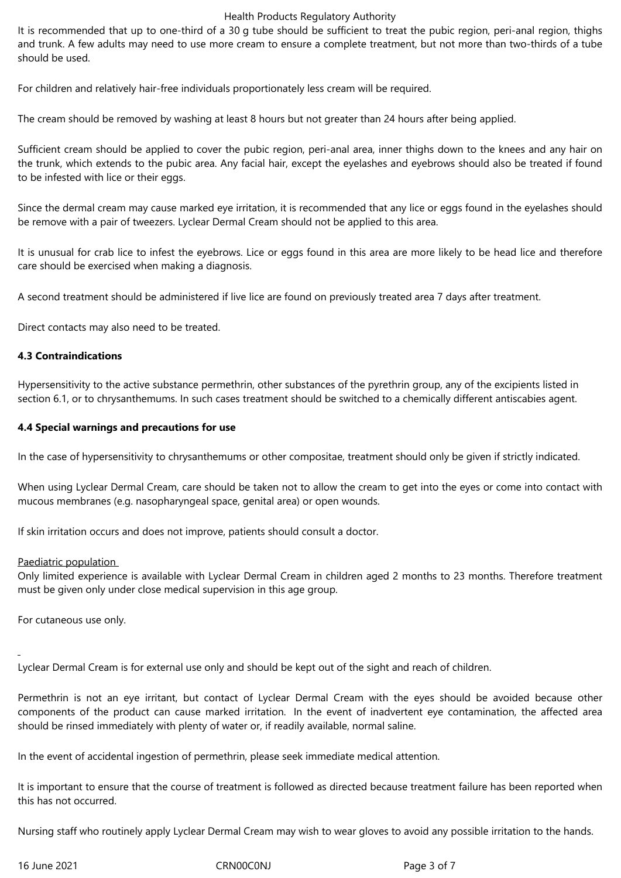It is recommended that up to one-third of a 30 g tube should be sufficient to treat the pubic region, peri-anal region, thighs and trunk. A few adults may need to use more cream to ensure a complete treatment, but not more than two-thirds of a tube should be used.

For children and relatively hair-free individuals proportionately less cream will be required.

The cream should be removed by washing at least 8 hours but not greater than 24 hours after being applied.

Sufficient cream should be applied to cover the pubic region, peri-anal area, inner thighs down to the knees and any hair on the trunk, which extends to the pubic area. Any facial hair, except the eyelashes and eyebrows should also be treated if found to be infested with lice or their eggs.

Since the dermal cream may cause marked eye irritation, it is recommended that any lice or eggs found in the eyelashes should be remove with a pair of tweezers. Lyclear Dermal Cream should not be applied to this area.

It is unusual for crab lice to infest the eyebrows. Lice or eggs found in this area are more likely to be head lice and therefore care should be exercised when making a diagnosis.

A second treatment should be administered if live lice are found on previously treated area 7 days after treatment.

Direct contacts may also need to be treated.

**4.3 Contraindications**

Hypersensitivity to the active substance permethrin, other substances of the pyrethrin group, any of the excipients listed in section 6.1, or to chrysanthemums. In such cases treatment should be switched to a chemically different antiscabies agent.

**4.4 Special warnings and precautions for use**

In the case of hypersensitivity to chrysanthemums or other compositae, treatment should only be given if strictly indicated.

When using Lyclear Dermal Cream, care should be taken not to allow the cream to get into the eyes or come into contact with mucous membranes (e.g. nasopharyngeal space, genital area) or open wounds.

If skin irritation occurs and does not improve, patients should consult a doctor.

Paediatric population

Only limited experience is available with Lyclear Dermal Cream in children aged 2 months to 23 months. Therefore treatment must be given only under close medical supervision in this age group.

For cutaneous use only.

Lyclear Dermal Cream is for external use only and should be kept out of the sight and reach of children.

Permethrin is not an eye irritant, but contact of Lyclear Dermal Cream with the eyes should be avoided because other components of the product can cause marked irritation. In the event of inadvertent eye contamination, the affected area should be rinsed immediately with plenty of water or, if readily available, normal saline.

In the event of accidental ingestion of permethrin, please seek immediate medical attention.

It is important to ensure that the course of treatment is followed as directed because treatment failure has been reported when this has not occurred.

Nursing staff who routinely apply Lyclear Dermal Cream may wish to wear gloves to avoid any possible irritation to the hands.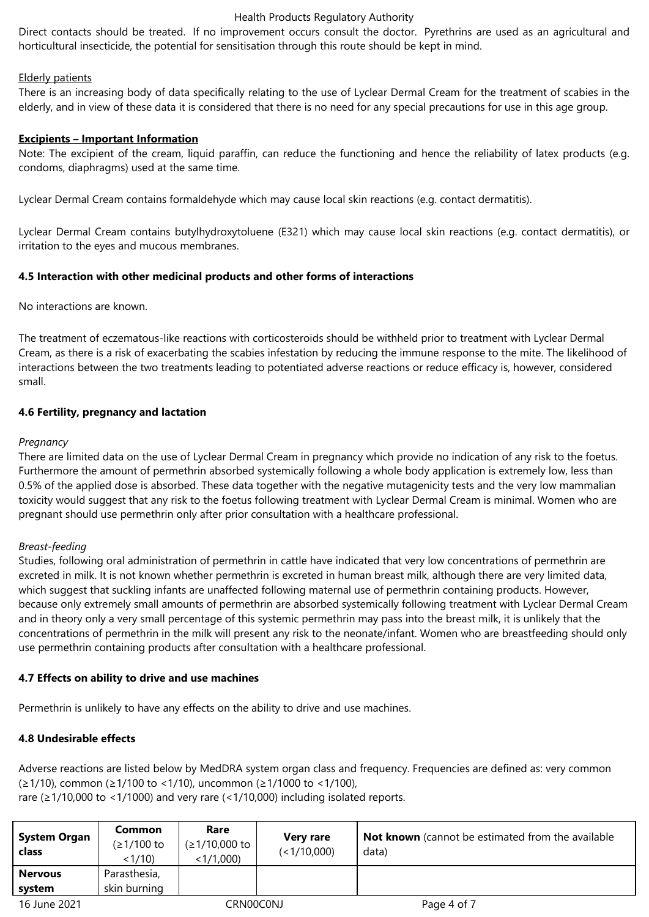Direct contacts should be treated. If no improvement occurs consult the doctor. Pyrethrins are used as an agricultural and horticultural insecticide, the potential for sensitisation through this route should be kept in mind.

Elderly patients

There is an increasing body of data specifically relating to the use of Lyclear Dermal Cream for the treatment of scabies in the elderly, and in view of these data it is considered that there is no need for any special precautions for use in this age group.

**Excipients – Important Information**

Note: The excipient of the cream, liquid paraffin, can reduce the functioning and hence the reliability of latex products (e.g. condoms, diaphragms) used at the same time.

Lyclear Dermal Cream contains formaldehyde which may cause local skin reactions (e.g. contact dermatitis).

Lyclear Dermal Cream contains butylhydroxytoluene (E321) which may cause local skin reactions (e.g. contact dermatitis), or irritation to the eyes and mucous membranes.

### 4.5 Interaction with other medicinal products and other forms of interactions

No interactions are known.

The treatment of eczematous-like reactions with corticosteroids should be withheld prior to treatment with Lyclear Dermal Cream, as there is a risk of exacerbating the scabies infestation by reducing the immune response to the mite. The likelihood of interactions between the two treatments leading to potentiated adverse reactions or reduce efficacy is, however, considered small.

### 4.6 Fertility, pregnancy and lactation

*Pregnancy*

There are limited data on the use of Lyclear Dermal Cream in pregnancy which provide no indication of any risk to the foetus. Furthermore the amount of permethrin absorbed systemically following a whole body application is extremely low, less than 0.5% of the applied dose is absorbed. These data together with the negative mutagenicity tests and the very low mammalian toxicity would suggest that any risk to the foetus following treatment with Lyclear Dermal Cream is minimal. Women who are pregnant should use permethrin only after prior consultation with a healthcare professional.

*Breast-feeding*

Studies, following oral administration of permethrin in cattle have indicated that very low concentrations of permethrin are excreted in milk. It is not known whether permethrin is excreted in human breast milk, although there are very limited data, which suggest that suckling infants are unaffected following maternal use of permethrin containing products. However, because only extremely small amounts of permethrin are absorbed systemically following treatment with Lyclear Dermal Cream and in theory only a very small percentage of this systemic permethrin may pass into the breast milk, it is unlikely that the concentrations of permethrin in the milk will present any risk to the neonate/infant. Women who are breastfeeding should only use permethrin containing products after consultation with a healthcare professional.

### 4.7 Effects on ability to drive and use machines

Permethrin is unlikely to have any effects on the ability to drive and use machines.

### 4.8 Undesirable effects

Adverse reactions are listed below by MedDRA system organ class and frequency. Frequencies are defined as: very common (≥1/10), common (≥1/100 to <1/10), uncommon (≥1/1000 to <1/100),
rare (≥1/10,000 to <1/1000) and very rare (<1/10,000) including isolated reports.

| System Organ class | Common (≥1/100 to <1/10) | Rare (≥1/10,000 to <1/1,000) | Very rare (<1/10,000) | **Not known** (cannot be estimated from the available data) |
|---|---|---|---|---|
| **Nervous system** | Parasthesia, skin burning | | | |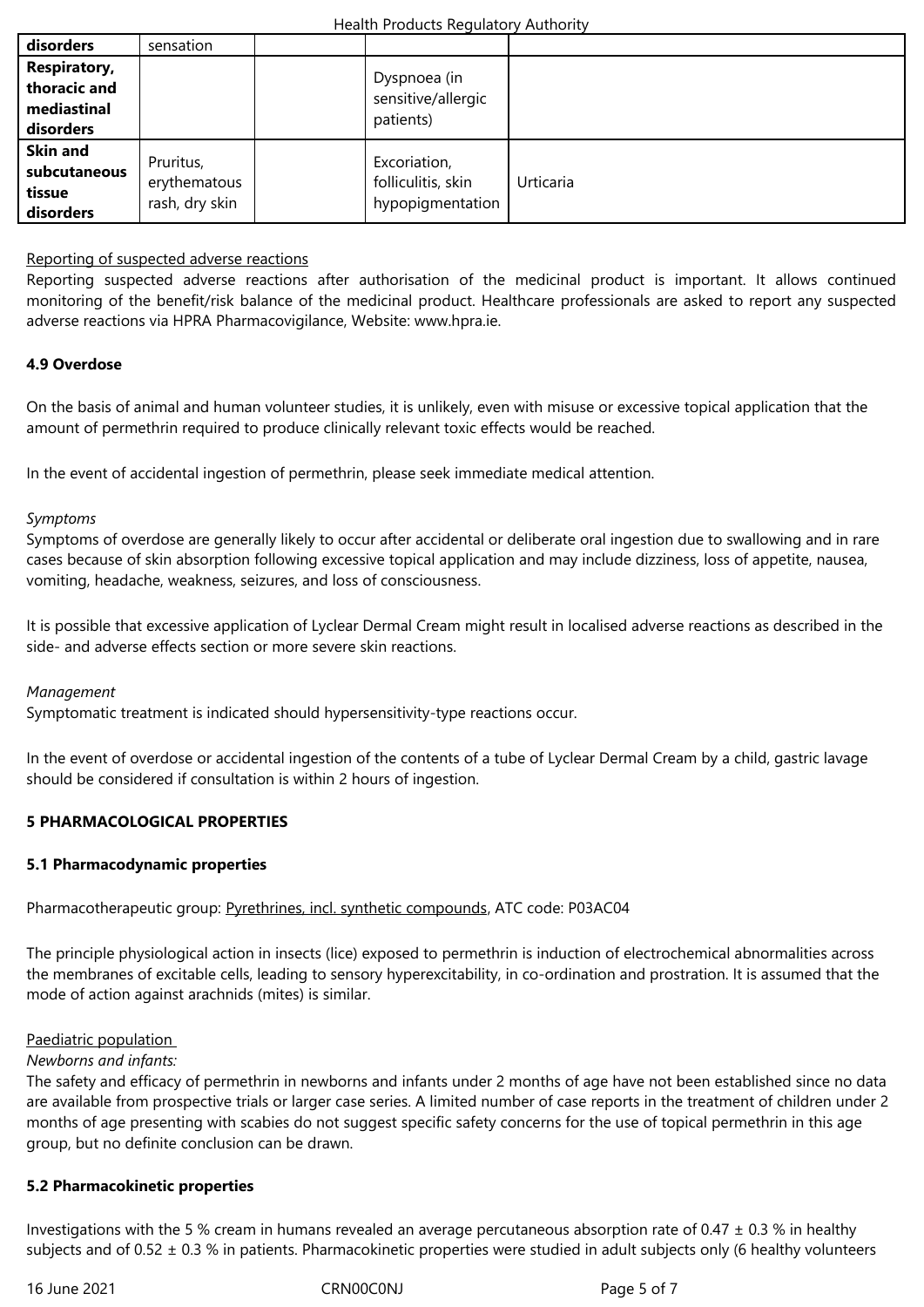| disorders | sensation | | | |
|---|---|---|---|---|
| **Respiratory, thoracic and mediastinal disorders** | | | Dyspnoea (in sensitive/allergic patients) | |
| **Skin and subcutaneous tissue disorders** | Pruritus, erythematous rash, dry skin | | Excoriation, folliculitis, skin hypopigmentation | Urticaria |

Reporting of suspected adverse reactions

Reporting suspected adverse reactions after authorisation of the medicinal product is important. It allows continued monitoring of the benefit/risk balance of the medicinal product. Healthcare professionals are asked to report any suspected adverse reactions via HPRA Pharmacovigilance, Website: www.hpra.ie.

**4.9 Overdose**

On the basis of animal and human volunteer studies, it is unlikely, even with misuse or excessive topical application that the amount of permethrin required to produce clinically relevant toxic effects would be reached.

In the event of accidental ingestion of permethrin, please seek immediate medical attention.

*Symptoms*

Symptoms of overdose are generally likely to occur after accidental or deliberate oral ingestion due to swallowing and in rare cases because of skin absorption following excessive topical application and may include dizziness, loss of appetite, nausea, vomiting, headache, weakness, seizures, and loss of consciousness.

It is possible that excessive application of Lyclear Dermal Cream might result in localised adverse reactions as described in the side- and adverse effects section or more severe skin reactions.

*Management*

Symptomatic treatment is indicated should hypersensitivity-type reactions occur.

In the event of overdose or accidental ingestion of the contents of a tube of Lyclear Dermal Cream by a child, gastric lavage should be considered if consultation is within 2 hours of ingestion.

**5 PHARMACOLOGICAL PROPERTIES**

**5.1 Pharmacodynamic properties**

Pharmacotherapeutic group: Pyrethrines, incl. synthetic compounds, ATC code: P03AC04

The principle physiological action in insects (lice) exposed to permethrin is induction of electrochemical abnormalities across the membranes of excitable cells, leading to sensory hyperexcitability, in co-ordination and prostration. It is assumed that the mode of action against arachnids (mites) is similar.

Paediatric population

*Newborns and infants:*

The safety and efficacy of permethrin in newborns and infants under 2 months of age have not been established since no data are available from prospective trials or larger case series. A limited number of case reports in the treatment of children under 2 months of age presenting with scabies do not suggest specific safety concerns for the use of topical permethrin in this age group, but no definite conclusion can be drawn.

**5.2 Pharmacokinetic properties**

Investigations with the 5 % cream in humans revealed an average percutaneous absorption rate of 0.47 ± 0.3 % in healthy subjects and of 0.52 ± 0.3 % in patients. Pharmacokinetic properties were studied in adult subjects only (6 healthy volunteers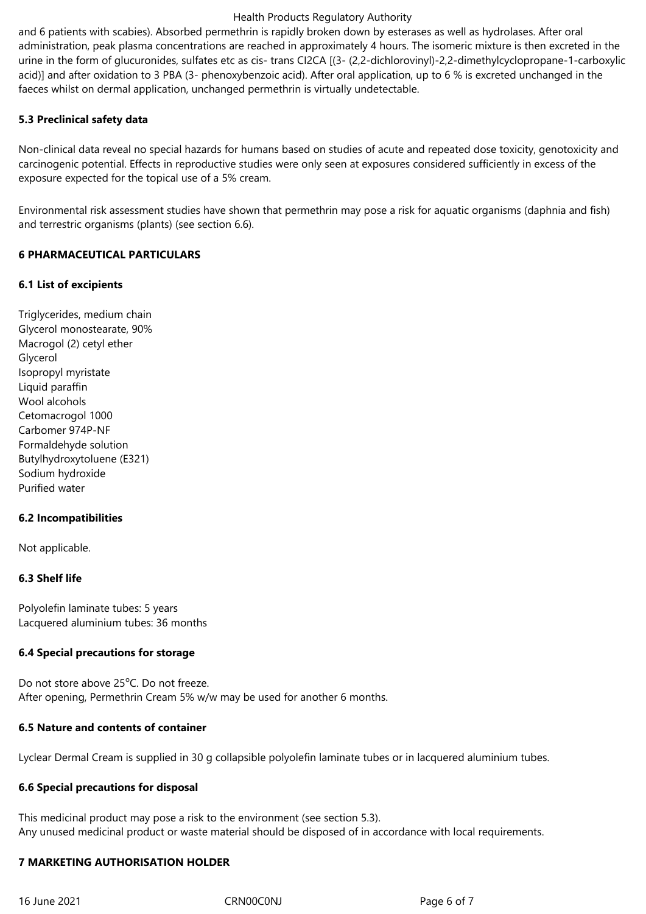and 6 patients with scabies). Absorbed permethrin is rapidly broken down by esterases as well as hydrolases. After oral administration, peak plasma concentrations are reached in approximately 4 hours. The isomeric mixture is then excreted in the urine in the form of glucuronides, sulfates etc as cis- trans Cl2CA [(3- (2,2-dichlorovinyl)-2,2-dimethylcyclopropane-1-carboxylic acid)] and after oxidation to 3 PBA (3- phenoxybenzoic acid). After oral application, up to 6 % is excreted unchanged in the faeces whilst on dermal application, unchanged permethrin is virtually undetectable.

### 5.3 Preclinical safety data

Non-clinical data reveal no special hazards for humans based on studies of acute and repeated dose toxicity, genotoxicity and carcinogenic potential. Effects in reproductive studies were only seen at exposures considered sufficiently in excess of the exposure expected for the topical use of a 5% cream.

Environmental risk assessment studies have shown that permethrin may pose a risk for aquatic organisms (daphnia and fish) and terrestric organisms (plants) (see section 6.6).

## 6 PHARMACEUTICAL PARTICULARS

### 6.1 List of excipients

Triglycerides, medium chain
Glycerol monostearate, 90%
Macrogol (2) cetyl ether
Glycerol
Isopropyl myristate
Liquid paraffin
Wool alcohols
Cetomacrogol 1000
Carbomer 974P-NF
Formaldehyde solution
Butylhydroxytoluene (E321)
Sodium hydroxide
Purified water

### 6.2 Incompatibilities

Not applicable.

### 6.3 Shelf life

Polyolefin laminate tubes: 5 years
Lacquered aluminium tubes: 36 months

### 6.4 Special precautions for storage

Do not store above 25°C. Do not freeze.
After opening, Permethrin Cream 5% w/w may be used for another 6 months.

### 6.5 Nature and contents of container

Lyclear Dermal Cream is supplied in 30 g collapsible polyolefin laminate tubes or in lacquered aluminium tubes.

### 6.6 Special precautions for disposal

This medicinal product may pose a risk to the environment (see section 5.3).
Any unused medicinal product or waste material should be disposed of in accordance with local requirements.

## 7 MARKETING AUTHORISATION HOLDER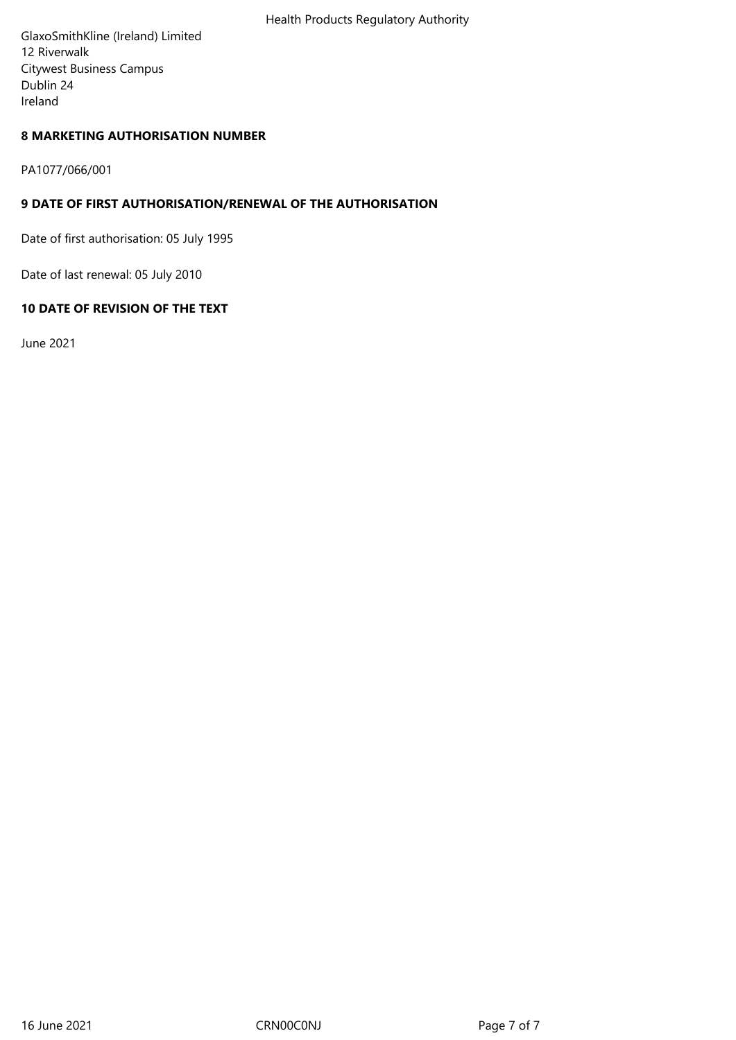GlaxoSmithKline (Ireland) Limited
12 Riverwalk
Citywest Business Campus
Dublin 24
Ireland

## 8 MARKETING AUTHORISATION NUMBER

PA1077/066/001

## 9 DATE OF FIRST AUTHORISATION/RENEWAL OF THE AUTHORISATION

Date of first authorisation: 05 July 1995

Date of last renewal: 05 July 2010

## 10 DATE OF REVISION OF THE TEXT

June 2021